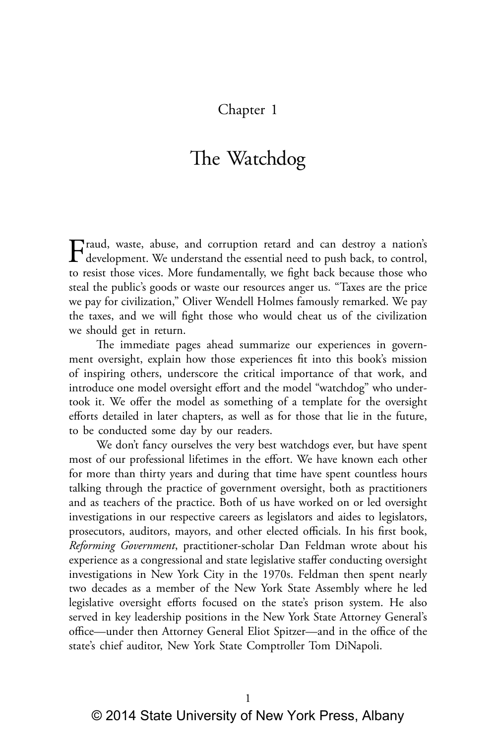# Chapter 1

## The Watchdog

Fraud, waste, abuse, and corruption retard and can destroy a nation's development. We understand the essential need to push back, to control, to resist those vices. More fundamentally, we fight back because those who steal the public's goods or waste our resources anger us. "Taxes are the price we pay for civilization," Oliver Wendell Holmes famously remarked. We pay the taxes, and we will fight those who would cheat us of the civilization we should get in return.

The immediate pages ahead summarize our experiences in government oversight, explain how those experiences fit into this book's mission of inspiring others, underscore the critical importance of that work, and introduce one model oversight effort and the model "watchdog" who undertook it. We offer the model as something of a template for the oversight efforts detailed in later chapters, as well as for those that lie in the future, to be conducted some day by our readers.

We don't fancy ourselves the very best watchdogs ever, but have spent most of our professional lifetimes in the effort. We have known each other for more than thirty years and during that time have spent countless hours talking through the practice of government oversight, both as practitioners and as teachers of the practice. Both of us have worked on or led oversight investigations in our respective careers as legislators and aides to legislators, prosecutors, auditors, mayors, and other elected officials. In his first book, *Reforming Government*, practitioner-scholar Dan Feldman wrote about his experience as a congressional and state legislative staffer conducting oversight investigations in New York City in the 1970s. Feldman then spent nearly two decades as a member of the New York State Assembly where he led legislative oversight efforts focused on the state's prison system. He also served in key leadership positions in the New York State Attorney General's office—under then Attorney General Eliot Spitzer—and in the office of the state's chief auditor, New York State Comptroller Tom DiNapoli.

© 2014 State University of New York Press, Albany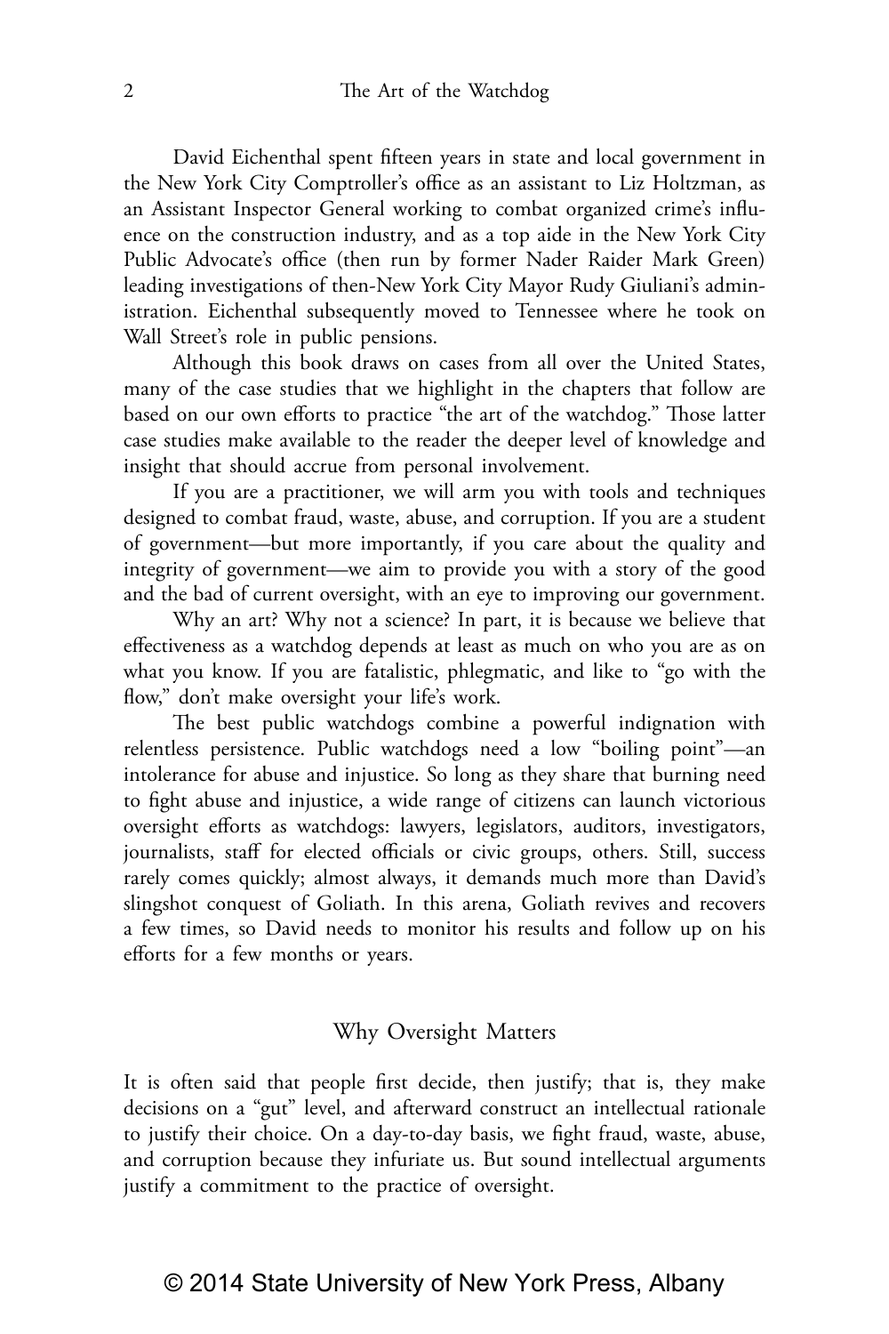David Eichenthal spent fifteen years in state and local government in the New York City Comptroller's office as an assistant to Liz Holtzman, as an Assistant Inspector General working to combat organized crime's influence on the construction industry, and as a top aide in the New York City Public Advocate's office (then run by former Nader Raider Mark Green) leading investigations of then-New York City Mayor Rudy Giuliani's administration. Eichenthal subsequently moved to Tennessee where he took on Wall Street's role in public pensions.

Although this book draws on cases from all over the United States, many of the case studies that we highlight in the chapters that follow are based on our own efforts to practice "the art of the watchdog." Those latter case studies make available to the reader the deeper level of knowledge and insight that should accrue from personal involvement.

If you are a practitioner, we will arm you with tools and techniques designed to combat fraud, waste, abuse, and corruption. If you are a student of government—but more importantly, if you care about the quality and integrity of government—we aim to provide you with a story of the good and the bad of current oversight, with an eye to improving our government.

Why an art? Why not a science? In part, it is because we believe that effectiveness as a watchdog depends at least as much on who you are as on what you know. If you are fatalistic, phlegmatic, and like to "go with the flow," don't make oversight your life's work.

The best public watchdogs combine a powerful indignation with relentless persistence. Public watchdogs need a low "boiling point"—an intolerance for abuse and injustice. So long as they share that burning need to fight abuse and injustice, a wide range of citizens can launch victorious oversight efforts as watchdogs: lawyers, legislators, auditors, investigators, journalists, staff for elected officials or civic groups, others. Still, success rarely comes quickly; almost always, it demands much more than David's slingshot conquest of Goliath. In this arena, Goliath revives and recovers a few times, so David needs to monitor his results and follow up on his efforts for a few months or years.

## Why Oversight Matters

It is often said that people first decide, then justify; that is, they make decisions on a "gut" level, and afterward construct an intellectual rationale to justify their choice. On a day-to-day basis, we fight fraud, waste, abuse, and corruption because they infuriate us. But sound intellectual arguments justify a commitment to the practice of oversight.

© 2014 State University of New York Press, Albany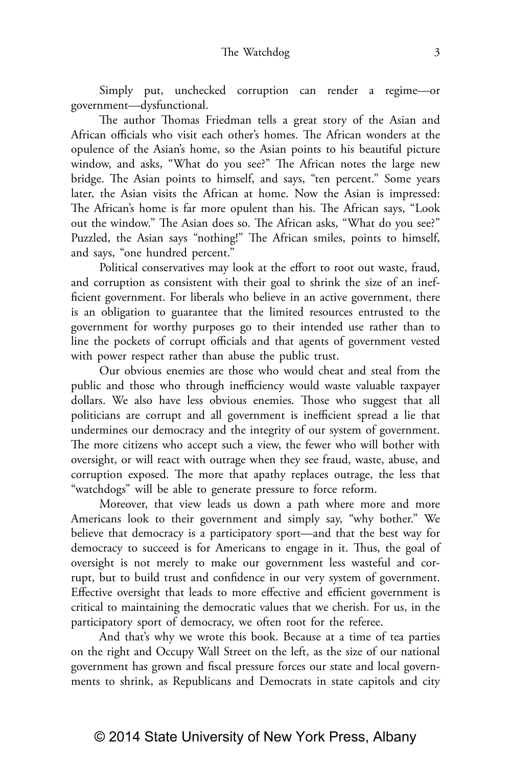Simply put, unchecked corruption can render a regime—or government—dysfunctional.

The author Thomas Friedman tells a great story of the Asian and African officials who visit each other's homes. The African wonders at the opulence of the Asian's home, so the Asian points to his beautiful picture window, and asks, "What do you see?" The African notes the large new bridge. The Asian points to himself, and says, "ten percent." Some years later, the Asian visits the African at home. Now the Asian is impressed: The African's home is far more opulent than his. The African says, "Look out the window." The Asian does so. The African asks, "What do you see?" Puzzled, the Asian says "nothing!" The African smiles, points to himself, and says, "one hundred percent."

Political conservatives may look at the effort to root out waste, fraud, and corruption as consistent with their goal to shrink the size of an inefficient government. For liberals who believe in an active government, there is an obligation to guarantee that the limited resources entrusted to the government for worthy purposes go to their intended use rather than to line the pockets of corrupt officials and that agents of government vested with power respect rather than abuse the public trust.

Our obvious enemies are those who would cheat and steal from the public and those who through inefficiency would waste valuable taxpayer dollars. We also have less obvious enemies. Those who suggest that all politicians are corrupt and all government is inefficient spread a lie that undermines our democracy and the integrity of our system of government. The more citizens who accept such a view, the fewer who will bother with oversight, or will react with outrage when they see fraud, waste, abuse, and corruption exposed. The more that apathy replaces outrage, the less that "watchdogs" will be able to generate pressure to force reform.

Moreover, that view leads us down a path where more and more Americans look to their government and simply say, "why bother." We believe that democracy is a participatory sport—and that the best way for democracy to succeed is for Americans to engage in it. Thus, the goal of oversight is not merely to make our government less wasteful and corrupt, but to build trust and confidence in our very system of government. Effective oversight that leads to more effective and efficient government is critical to maintaining the democratic values that we cherish. For us, in the participatory sport of democracy, we often root for the referee.

And that's why we wrote this book. Because at a time of tea parties on the right and Occupy Wall Street on the left, as the size of our national government has grown and fiscal pressure forces our state and local governments to shrink, as Republicans and Democrats in state capitols and city

© 2014 State University of New York Press, Albany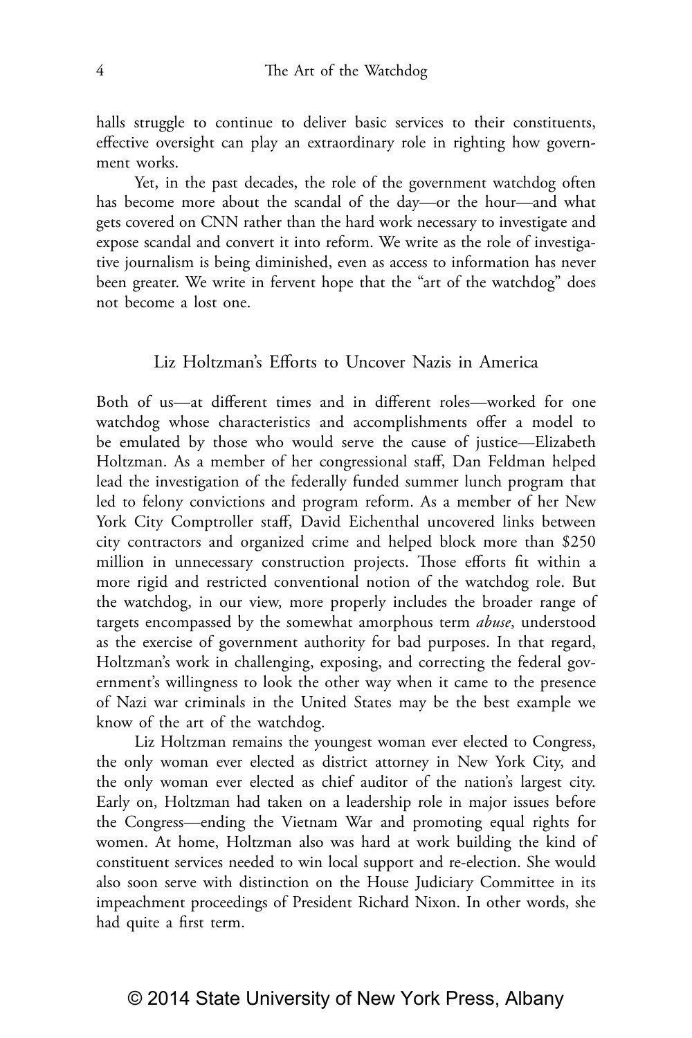halls struggle to continue to deliver basic services to their constituents, effective oversight can play an extraordinary role in righting how government works.

Yet, in the past decades, the role of the government watchdog often has become more about the scandal of the day—or the hour—and what gets covered on CNN rather than the hard work necessary to investigate and expose scandal and convert it into reform. We write as the role of investigative journalism is being diminished, even as access to information has never been greater. We write in fervent hope that the "art of the watchdog" does not become a lost one.

## Liz Holtzman's Efforts to Uncover Nazis in America

Both of us—at different times and in different roles—worked for one watchdog whose characteristics and accomplishments offer a model to be emulated by those who would serve the cause of justice—Elizabeth Holtzman. As a member of her congressional staff, Dan Feldman helped lead the investigation of the federally funded summer lunch program that led to felony convictions and program reform. As a member of her New York City Comptroller staff, David Eichenthal uncovered links between city contractors and organized crime and helped block more than $250 million in unnecessary construction projects. Those efforts fit within a more rigid and restricted conventional notion of the watchdog role. But the watchdog, in our view, more properly includes the broader range of targets encompassed by the somewhat amorphous term *abuse*, understood as the exercise of government authority for bad purposes. In that regard, Holtzman's work in challenging, exposing, and correcting the federal government's willingness to look the other way when it came to the presence of Nazi war criminals in the United States may be the best example we know of the art of the watchdog.

Liz Holtzman remains the youngest woman ever elected to Congress, the only woman ever elected as district attorney in New York City, and the only woman ever elected as chief auditor of the nation's largest city. Early on, Holtzman had taken on a leadership role in major issues before the Congress—ending the Vietnam War and promoting equal rights for women. At home, Holtzman also was hard at work building the kind of constituent services needed to win local support and re-election. She would also soon serve with distinction on the House Judiciary Committee in its impeachment proceedings of President Richard Nixon. In other words, she had quite a first term.

© 2014 State University of New York Press, Albany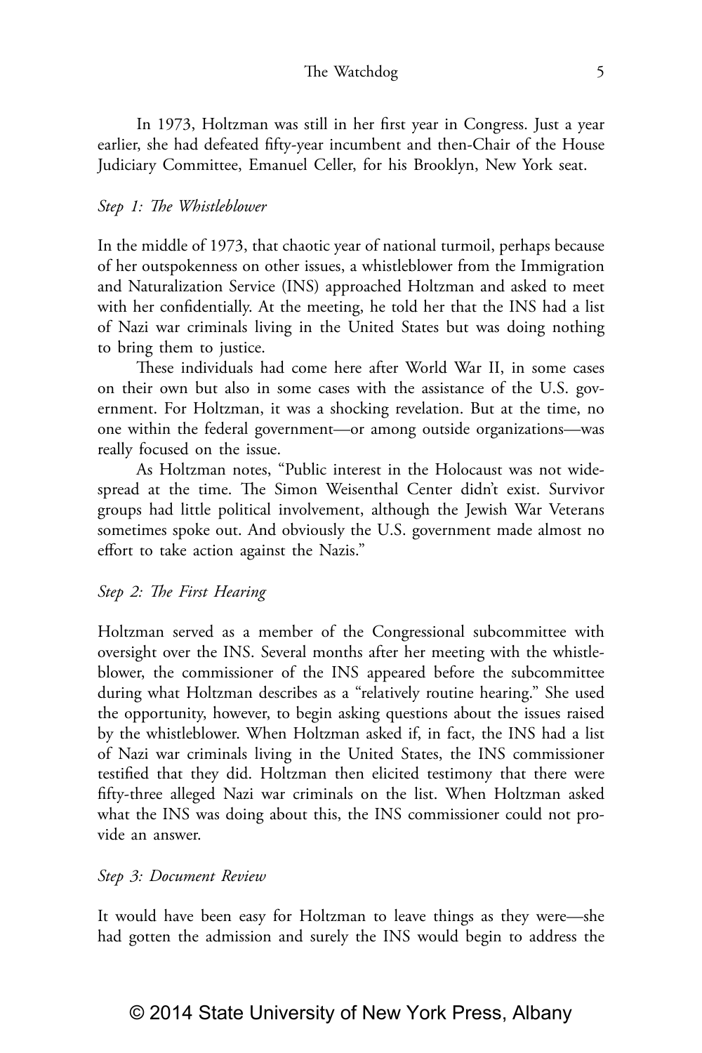In 1973, Holtzman was still in her first year in Congress. Just a year earlier, she had defeated fifty-year incumbent and then-Chair of the House Judiciary Committee, Emanuel Celler, for his Brooklyn, New York seat.

*Step 1: The Whistleblower*

In the middle of 1973, that chaotic year of national turmoil, perhaps because of her outspokenness on other issues, a whistleblower from the Immigration and Naturalization Service (INS) approached Holtzman and asked to meet with her confidentially. At the meeting, he told her that the INS had a list of Nazi war criminals living in the United States but was doing nothing to bring them to justice.

These individuals had come here after World War II, in some cases on their own but also in some cases with the assistance of the U.S. government. For Holtzman, it was a shocking revelation. But at the time, no one within the federal government—or among outside organizations—was really focused on the issue.

As Holtzman notes, "Public interest in the Holocaust was not widespread at the time. The Simon Weisenthal Center didn't exist. Survivor groups had little political involvement, although the Jewish War Veterans sometimes spoke out. And obviously the U.S. government made almost no effort to take action against the Nazis."

*Step 2: The First Hearing*

Holtzman served as a member of the Congressional subcommittee with oversight over the INS. Several months after her meeting with the whistleblower, the commissioner of the INS appeared before the subcommittee during what Holtzman describes as a "relatively routine hearing." She used the opportunity, however, to begin asking questions about the issues raised by the whistleblower. When Holtzman asked if, in fact, the INS had a list of Nazi war criminals living in the United States, the INS commissioner testified that they did. Holtzman then elicited testimony that there were fifty-three alleged Nazi war criminals on the list. When Holtzman asked what the INS was doing about this, the INS commissioner could not provide an answer.

*Step 3: Document Review*

It would have been easy for Holtzman to leave things as they were—she had gotten the admission and surely the INS would begin to address the

© 2014 State University of New York Press, Albany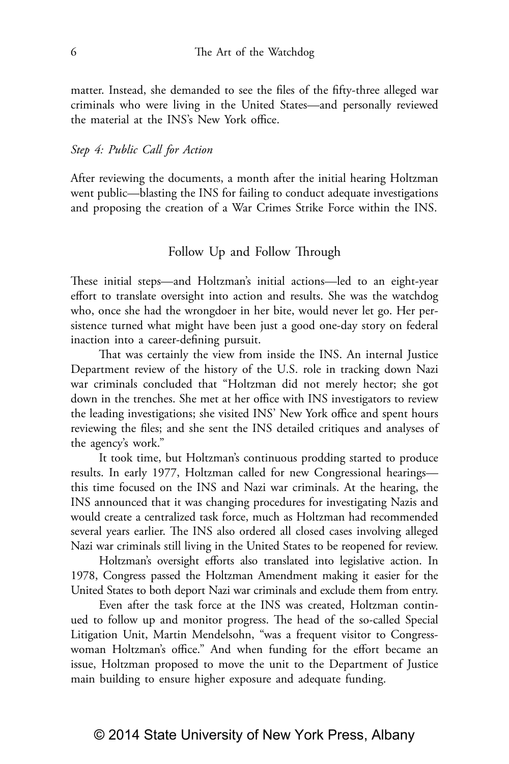matter. Instead, she demanded to see the files of the fifty-three alleged war criminals who were living in the United States—and personally reviewed the material at the INS's New York office.

*Step 4: Public Call for Action*

After reviewing the documents, a month after the initial hearing Holtzman went public—blasting the INS for failing to conduct adequate investigations and proposing the creation of a War Crimes Strike Force within the INS.

## Follow Up and Follow Through

These initial steps—and Holtzman's initial actions—led to an eight-year effort to translate oversight into action and results. She was the watchdog who, once she had the wrongdoer in her bite, would never let go. Her persistence turned what might have been just a good one-day story on federal inaction into a career-defining pursuit.

That was certainly the view from inside the INS. An internal Justice Department review of the history of the U.S. role in tracking down Nazi war criminals concluded that "Holtzman did not merely hector; she got down in the trenches. She met at her office with INS investigators to review the leading investigations; she visited INS' New York office and spent hours reviewing the files; and she sent the INS detailed critiques and analyses of the agency's work."

It took time, but Holtzman's continuous prodding started to produce results. In early 1977, Holtzman called for new Congressional hearings—this time focused on the INS and Nazi war criminals. At the hearing, the INS announced that it was changing procedures for investigating Nazis and would create a centralized task force, much as Holtzman had recommended several years earlier. The INS also ordered all closed cases involving alleged Nazi war criminals still living in the United States to be reopened for review.

Holtzman's oversight efforts also translated into legislative action. In 1978, Congress passed the Holtzman Amendment making it easier for the United States to both deport Nazi war criminals and exclude them from entry.

Even after the task force at the INS was created, Holtzman continued to follow up and monitor progress. The head of the so-called Special Litigation Unit, Martin Mendelsohn, "was a frequent visitor to Congresswoman Holtzman's office." And when funding for the effort became an issue, Holtzman proposed to move the unit to the Department of Justice main building to ensure higher exposure and adequate funding.

© 2014 State University of New York Press, Albany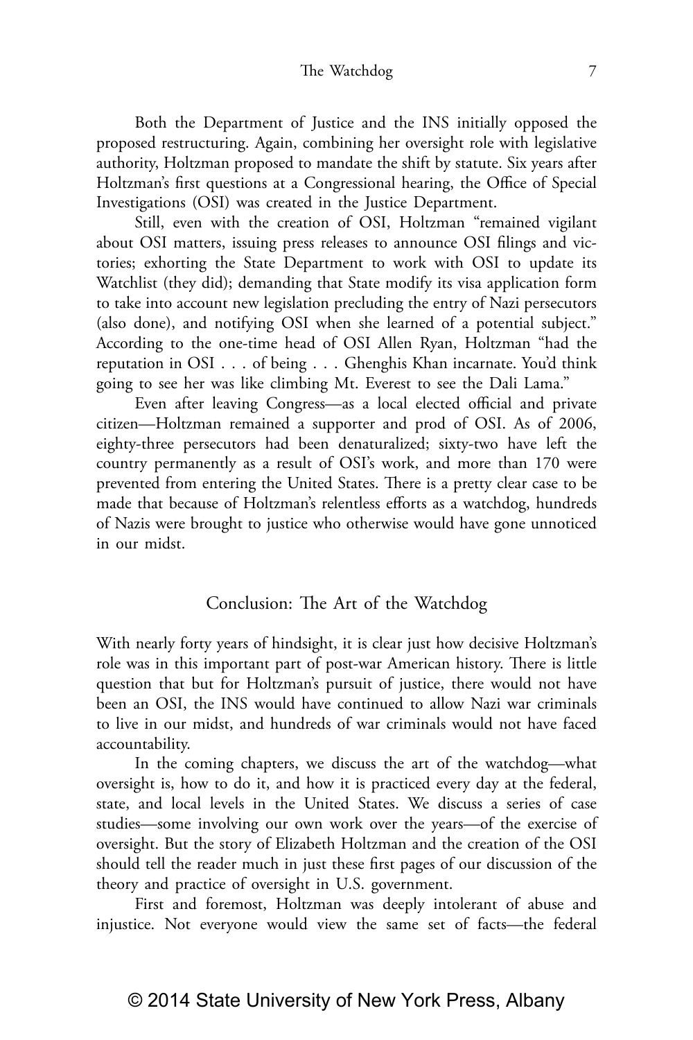Both the Department of Justice and the INS initially opposed the proposed restructuring. Again, combining her oversight role with legislative authority, Holtzman proposed to mandate the shift by statute. Six years after Holtzman's first questions at a Congressional hearing, the Office of Special Investigations (OSI) was created in the Justice Department.

Still, even with the creation of OSI, Holtzman "remained vigilant about OSI matters, issuing press releases to announce OSI filings and victories; exhorting the State Department to work with OSI to update its Watchlist (they did); demanding that State modify its visa application form to take into account new legislation precluding the entry of Nazi persecutors (also done), and notifying OSI when she learned of a potential subject." According to the one-time head of OSI Allen Ryan, Holtzman "had the reputation in OSI . . . of being . . . Ghenghis Khan incarnate. You'd think going to see her was like climbing Mt. Everest to see the Dali Lama."

Even after leaving Congress—as a local elected official and private citizen—Holtzman remained a supporter and prod of OSI. As of 2006, eighty-three persecutors had been denaturalized; sixty-two have left the country permanently as a result of OSI's work, and more than 170 were prevented from entering the United States. There is a pretty clear case to be made that because of Holtzman's relentless efforts as a watchdog, hundreds of Nazis were brought to justice who otherwise would have gone unnoticed in our midst.

## Conclusion: The Art of the Watchdog

With nearly forty years of hindsight, it is clear just how decisive Holtzman's role was in this important part of post-war American history. There is little question that but for Holtzman's pursuit of justice, there would not have been an OSI, the INS would have continued to allow Nazi war criminals to live in our midst, and hundreds of war criminals would not have faced accountability.

In the coming chapters, we discuss the art of the watchdog—what oversight is, how to do it, and how it is practiced every day at the federal, state, and local levels in the United States. We discuss a series of case studies—some involving our own work over the years—of the exercise of oversight. But the story of Elizabeth Holtzman and the creation of the OSI should tell the reader much in just these first pages of our discussion of the theory and practice of oversight in U.S. government.

First and foremost, Holtzman was deeply intolerant of abuse and injustice. Not everyone would view the same set of facts—the federal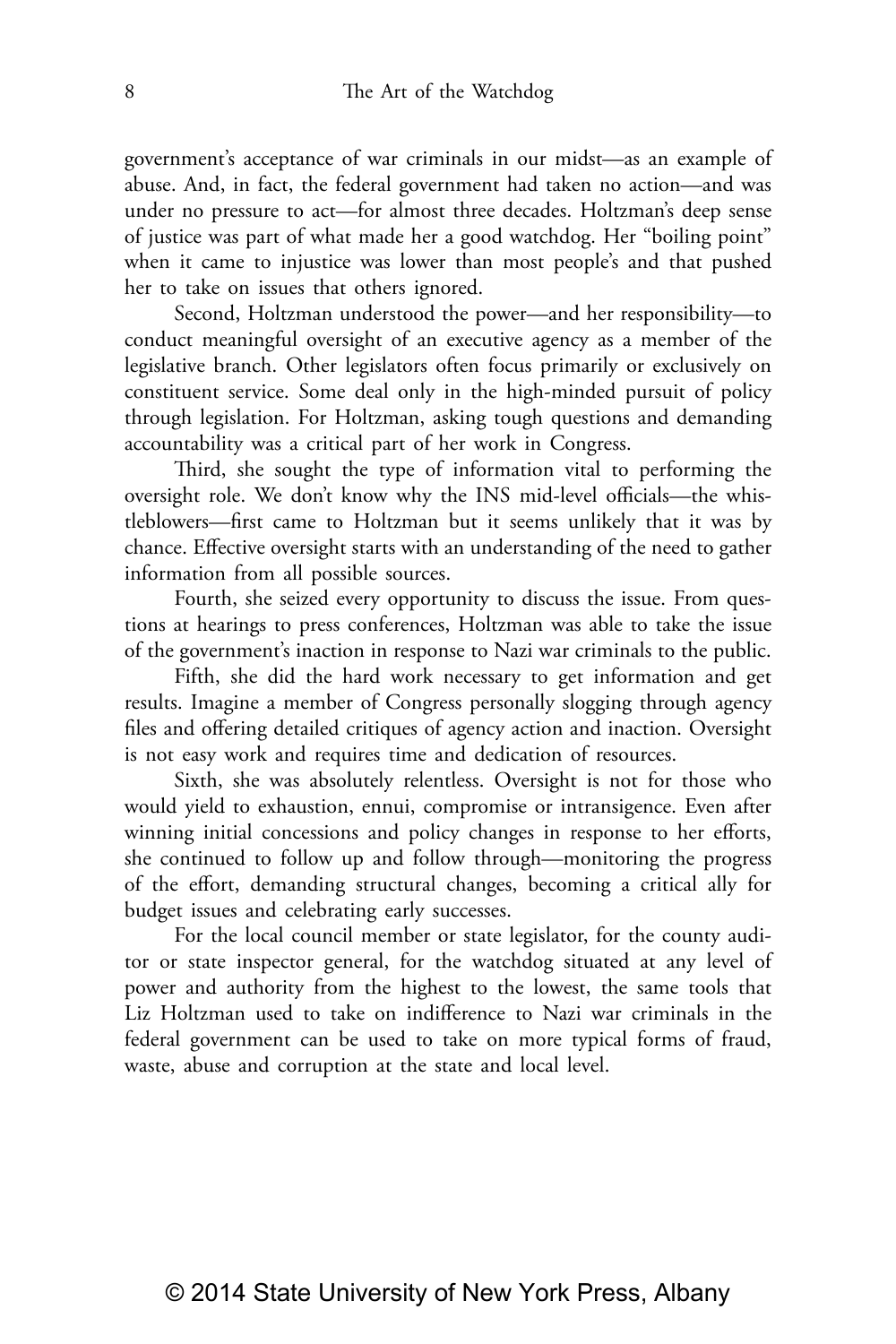government's acceptance of war criminals in our midst—as an example of abuse. And, in fact, the federal government had taken no action—and was under no pressure to act—for almost three decades. Holtzman's deep sense of justice was part of what made her a good watchdog. Her "boiling point" when it came to injustice was lower than most people's and that pushed her to take on issues that others ignored.

Second, Holtzman understood the power—and her responsibility—to conduct meaningful oversight of an executive agency as a member of the legislative branch. Other legislators often focus primarily or exclusively on constituent service. Some deal only in the high-minded pursuit of policy through legislation. For Holtzman, asking tough questions and demanding accountability was a critical part of her work in Congress.

Third, she sought the type of information vital to performing the oversight role. We don't know why the INS mid-level officials—the whistleblowers—first came to Holtzman but it seems unlikely that it was by chance. Effective oversight starts with an understanding of the need to gather information from all possible sources.

Fourth, she seized every opportunity to discuss the issue. From questions at hearings to press conferences, Holtzman was able to take the issue of the government's inaction in response to Nazi war criminals to the public.

Fifth, she did the hard work necessary to get information and get results. Imagine a member of Congress personally slogging through agency files and offering detailed critiques of agency action and inaction. Oversight is not easy work and requires time and dedication of resources.

Sixth, she was absolutely relentless. Oversight is not for those who would yield to exhaustion, ennui, compromise or intransigence. Even after winning initial concessions and policy changes in response to her efforts, she continued to follow up and follow through—monitoring the progress of the effort, demanding structural changes, becoming a critical ally for budget issues and celebrating early successes.

For the local council member or state legislator, for the county auditor or state inspector general, for the watchdog situated at any level of power and authority from the highest to the lowest, the same tools that Liz Holtzman used to take on indifference to Nazi war criminals in the federal government can be used to take on more typical forms of fraud, waste, abuse and corruption at the state and local level.